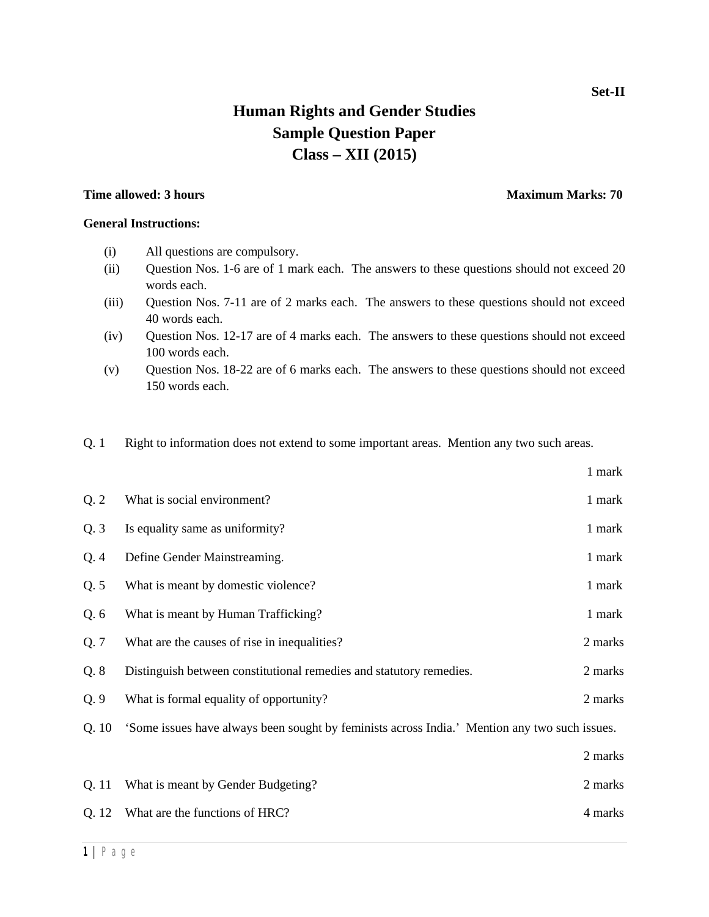**Set-II**

# Human Rights and Gender Studies
## Sample Question Paper
## Class – XII (2015)

**Time allowed: 3 hours** **Maximum Marks: 70**

**General Instructions:**

(i) All questions are compulsory.
(ii) Question Nos. 1-6 are of 1 mark each. The answers to these questions should not exceed 20 words each.
(iii) Question Nos. 7-11 are of 2 marks each. The answers to these questions should not exceed 40 words each.
(iv) Question Nos. 12-17 are of 4 marks each. The answers to these questions should not exceed 100 words each.
(v) Question Nos. 18-22 are of 6 marks each. The answers to these questions should not exceed 150 words each.

Q. 1 Right to information does not extend to some important areas. Mention any two such areas. 1 mark

Q. 2 What is social environment? 1 mark

Q. 3 Is equality same as uniformity? 1 mark

Q. 4 Define Gender Mainstreaming. 1 mark

Q. 5 What is meant by domestic violence? 1 mark

Q. 6 What is meant by Human Trafficking? 1 mark

Q. 7 What are the causes of rise in inequalities? 2 marks

Q. 8 Distinguish between constitutional remedies and statutory remedies. 2 marks

Q. 9 What is formal equality of opportunity? 2 marks

Q. 10 'Some issues have always been sought by feminists across India.' Mention any two such issues. 2 marks

Q. 11 What is meant by Gender Budgeting? 2 marks

Q. 12 What are the functions of HRC? 4 marks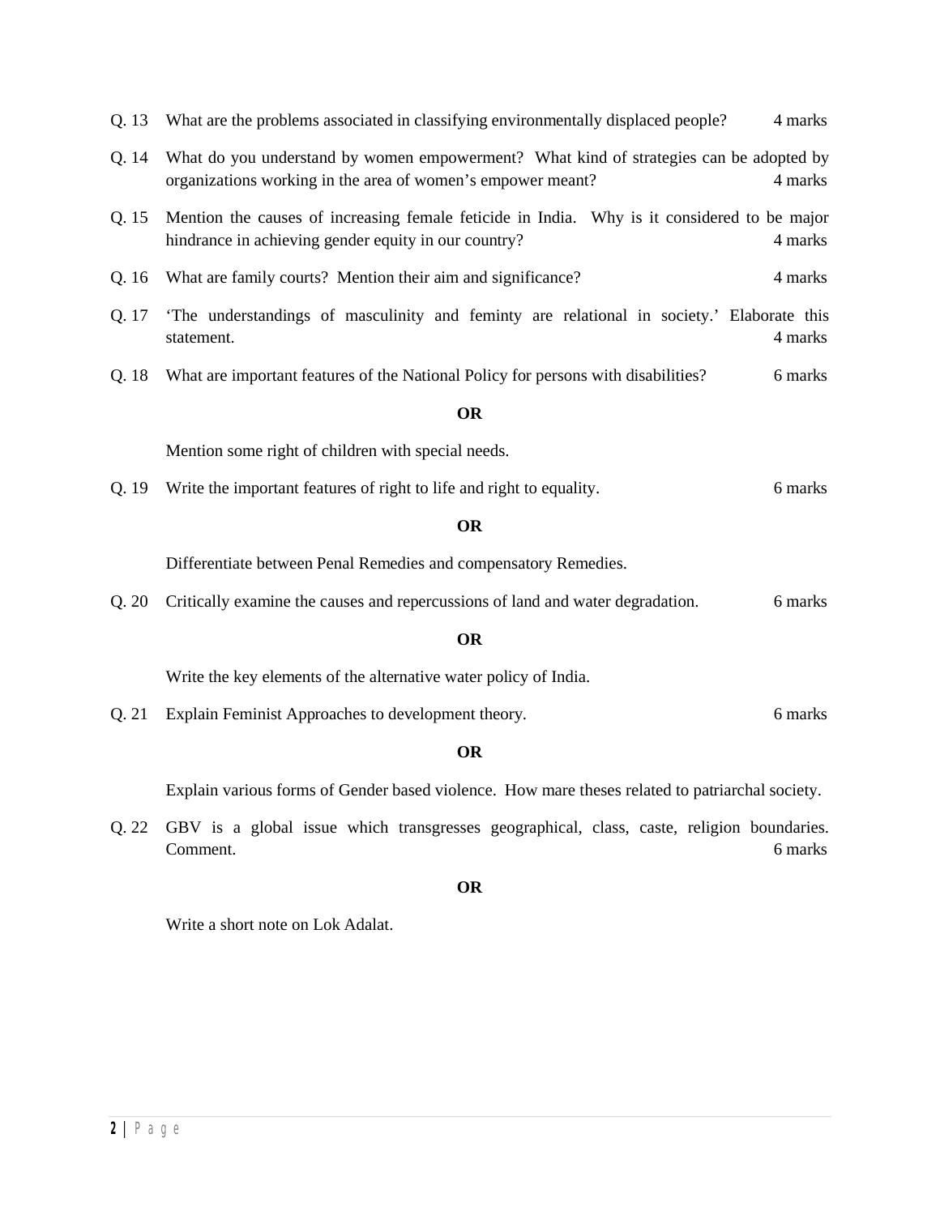Q. 13 What are the problems associated in classifying environmentally displaced people? 4 marks

Q. 14 What do you understand by women empowerment? What kind of strategies can be adopted by organizations working in the area of women's empower meant? 4 marks

Q. 15 Mention the causes of increasing female feticide in India. Why is it considered to be major hindrance in achieving gender equity in our country? 4 marks

Q. 16 What are family courts? Mention their aim and significance? 4 marks

Q. 17 'The understandings of masculinity and feminty are relational in society.' Elaborate this statement. 4 marks

Q. 18 What are important features of the National Policy for persons with disabilities? 6 marks

**OR**

Mention some right of children with special needs.

Q. 19 Write the important features of right to life and right to equality. 6 marks

**OR**

Differentiate between Penal Remedies and compensatory Remedies.

Q. 20 Critically examine the causes and repercussions of land and water degradation. 6 marks

**OR**

Write the key elements of the alternative water policy of India.

Q. 21 Explain Feminist Approaches to development theory. 6 marks

**OR**

Explain various forms of Gender based violence. How mare theses related to patriarchal society.

Q. 22 GBV is a global issue which transgresses geographical, class, caste, religion boundaries. Comment. 6 marks

**OR**

Write a short note on Lok Adalat.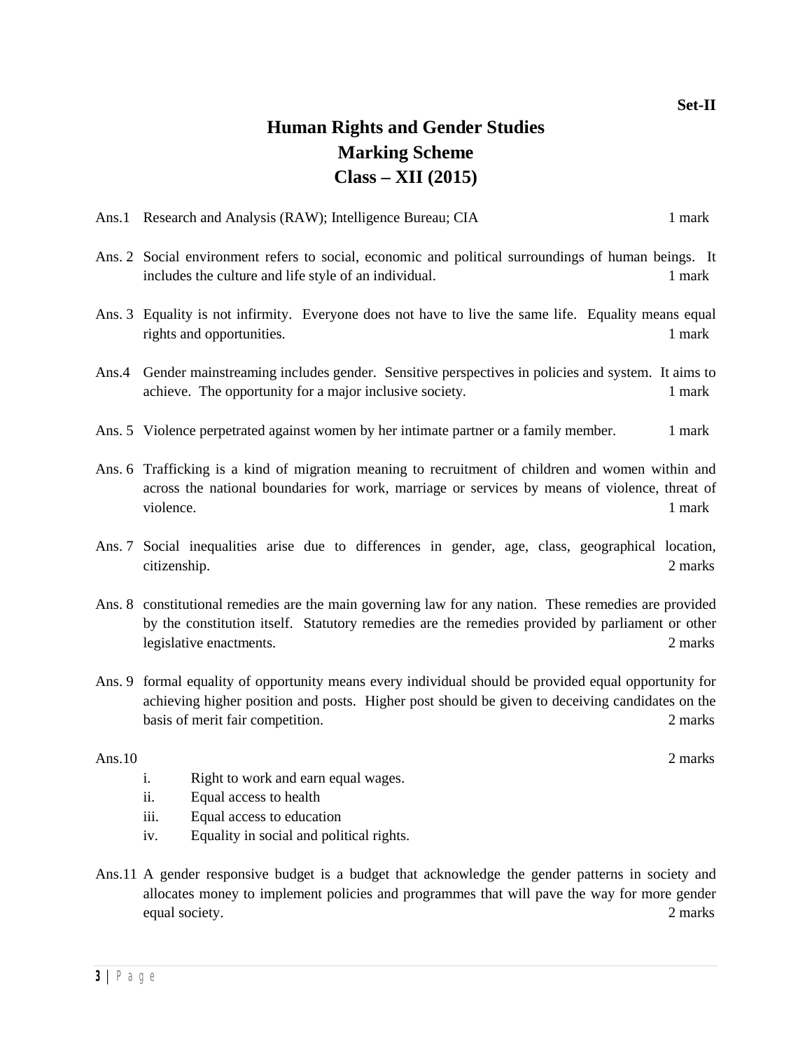Set-II

# Human Rights and Gender Studies
# Marking Scheme
# Class – XII (2015)

Ans.1 Research and Analysis (RAW); Intelligence Bureau; CIA 1 mark

Ans. 2 Social environment refers to social, economic and political surroundings of human beings. It includes the culture and life style of an individual. 1 mark

Ans. 3 Equality is not infirmity. Everyone does not have to live the same life. Equality means equal rights and opportunities. 1 mark

Ans.4 Gender mainstreaming includes gender. Sensitive perspectives in policies and system. It aims to achieve. The opportunity for a major inclusive society. 1 mark

Ans. 5 Violence perpetrated against women by her intimate partner or a family member. 1 mark

Ans. 6 Trafficking is a kind of migration meaning to recruitment of children and women within and across the national boundaries for work, marriage or services by means of violence, threat of violence. 1 mark

Ans. 7 Social inequalities arise due to differences in gender, age, class, geographical location, citizenship. 2 marks

Ans. 8 constitutional remedies are the main governing law for any nation. These remedies are provided by the constitution itself. Statutory remedies are the remedies provided by parliament or other legislative enactments. 2 marks

Ans. 9 formal equality of opportunity means every individual should be provided equal opportunity for achieving higher position and posts. Higher post should be given to deceiving candidates on the basis of merit fair competition. 2 marks

Ans.10 2 marks

i. Right to work and earn equal wages.
ii. Equal access to health
iii. Equal access to education
iv. Equality in social and political rights.

Ans.11 A gender responsive budget is a budget that acknowledge the gender patterns in society and allocates money to implement policies and programmes that will pave the way for more gender equal society. 2 marks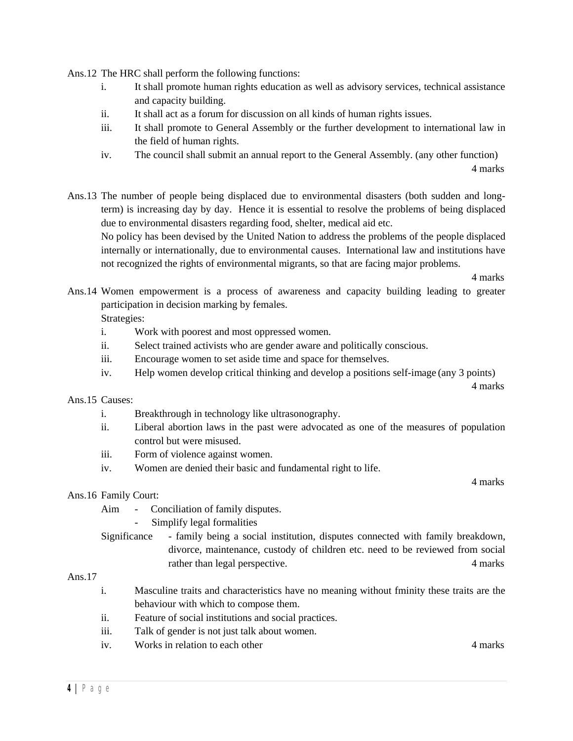Ans.12 The HRC shall perform the following functions:

i. It shall promote human rights education as well as advisory services, technical assistance and capacity building.
ii. It shall act as a forum for discussion on all kinds of human rights issues.
iii. It shall promote to General Assembly or the further development to international law in the field of human rights.
iv. The council shall submit an annual report to the General Assembly. (any other function)

4 marks

Ans.13 The number of people being displaced due to environmental disasters (both sudden and long-term) is increasing day by day. Hence it is essential to resolve the problems of being displaced due to environmental disasters regarding food, shelter, medical aid etc.

No policy has been devised by the United Nation to address the problems of the people displaced internally or internationally, due to environmental causes. International law and institutions have not recognized the rights of environmental migrants, so that are facing major problems.

4 marks

Ans.14 Women empowerment is a process of awareness and capacity building leading to greater participation in decision marking by females.

Strategies:

i. Work with poorest and most oppressed women.
ii. Select trained activists who are gender aware and politically conscious.
iii. Encourage women to set aside time and space for themselves.
iv. Help women develop critical thinking and develop a positions self-image (any 3 points)

4 marks

Ans.15 Causes:

i. Breakthrough in technology like ultrasonography.
ii. Liberal abortion laws in the past were advocated as one of the measures of population control but were misused.
iii. Form of violence against women.
iv. Women are denied their basic and fundamental right to life.

4 marks

Ans.16 Family Court:

Aim - Conciliation of family disputes.
- Simplify legal formalities

Significance - family being a social institution, disputes connected with family breakdown, divorce, maintenance, custody of children etc. need to be reviewed from social rather than legal perspective.

4 marks

Ans.17

i. Masculine traits and characteristics have no meaning without fminity these traits are the behaviour with which to compose them.
ii. Feature of social institutions and social practices.
iii. Talk of gender is not just talk about women.
iv. Works in relation to each other

4 marks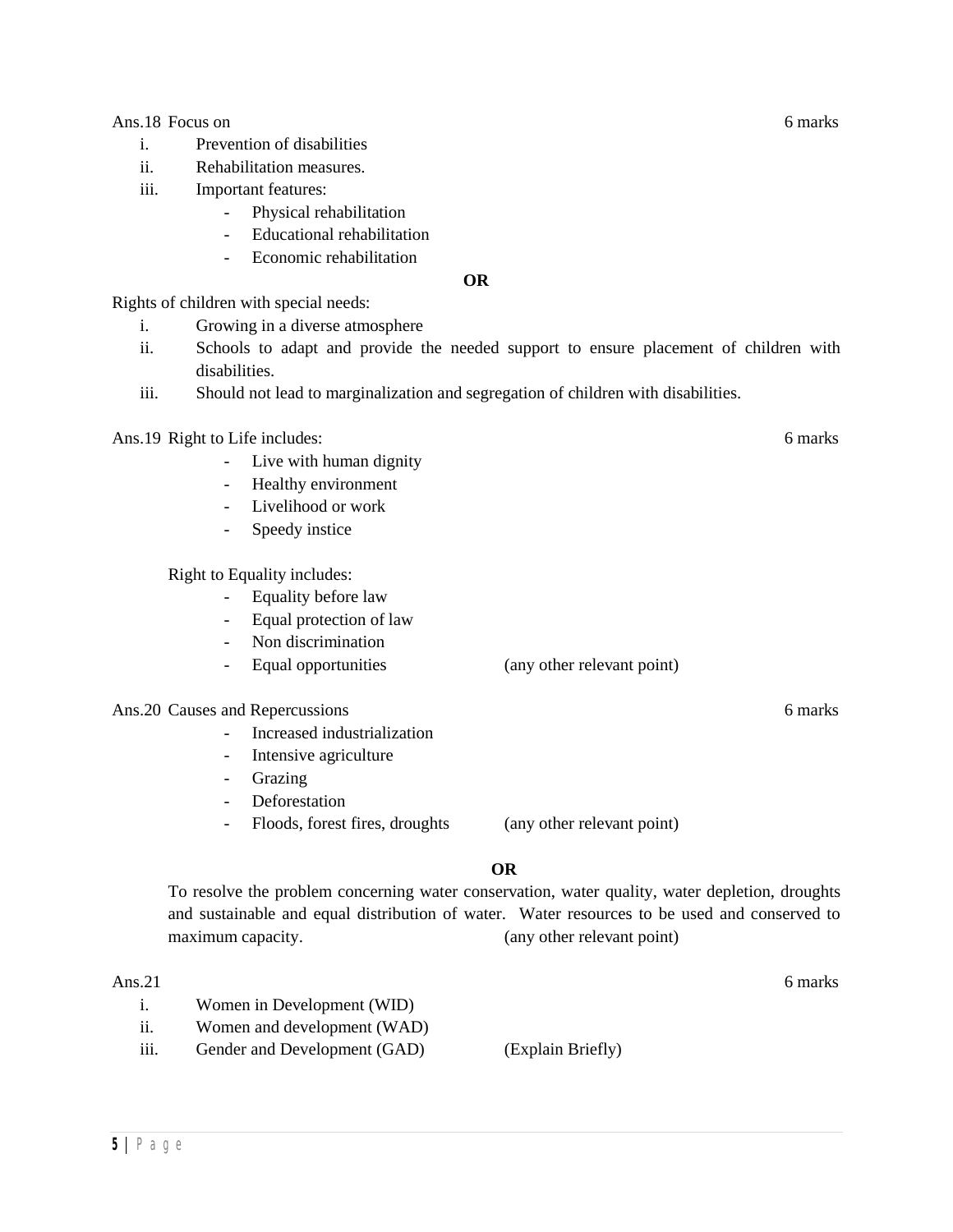Ans.18 Focus on 6 marks

i. Prevention of disabilities
ii. Rehabilitation measures.
iii. Important features:
   - Physical rehabilitation
   - Educational rehabilitation
   - Economic rehabilitation

**OR**

Rights of children with special needs:

i. Growing in a diverse atmosphere
ii. Schools to adapt and provide the needed support to ensure placement of children with disabilities.
iii. Should not lead to marginalization and segregation of children with disabilities.

Ans.19 Right to Life includes: 6 marks

- Live with human dignity
- Healthy environment
- Livelihood or work
- Speedy instice

Right to Equality includes:

- Equality before law
- Equal protection of law
- Non discrimination
- Equal opportunities (any other relevant point)

Ans.20 Causes and Repercussions 6 marks

- Increased industrialization
- Intensive agriculture
- Grazing
- Deforestation
- Floods, forest fires, droughts (any other relevant point)

**OR**

To resolve the problem concerning water conservation, water quality, water depletion, droughts and sustainable and equal distribution of water. Water resources to be used and conserved to maximum capacity. (any other relevant point)

Ans.21 6 marks

i. Women in Development (WID)
ii. Women and development (WAD)
iii. Gender and Development (GAD) (Explain Briefly)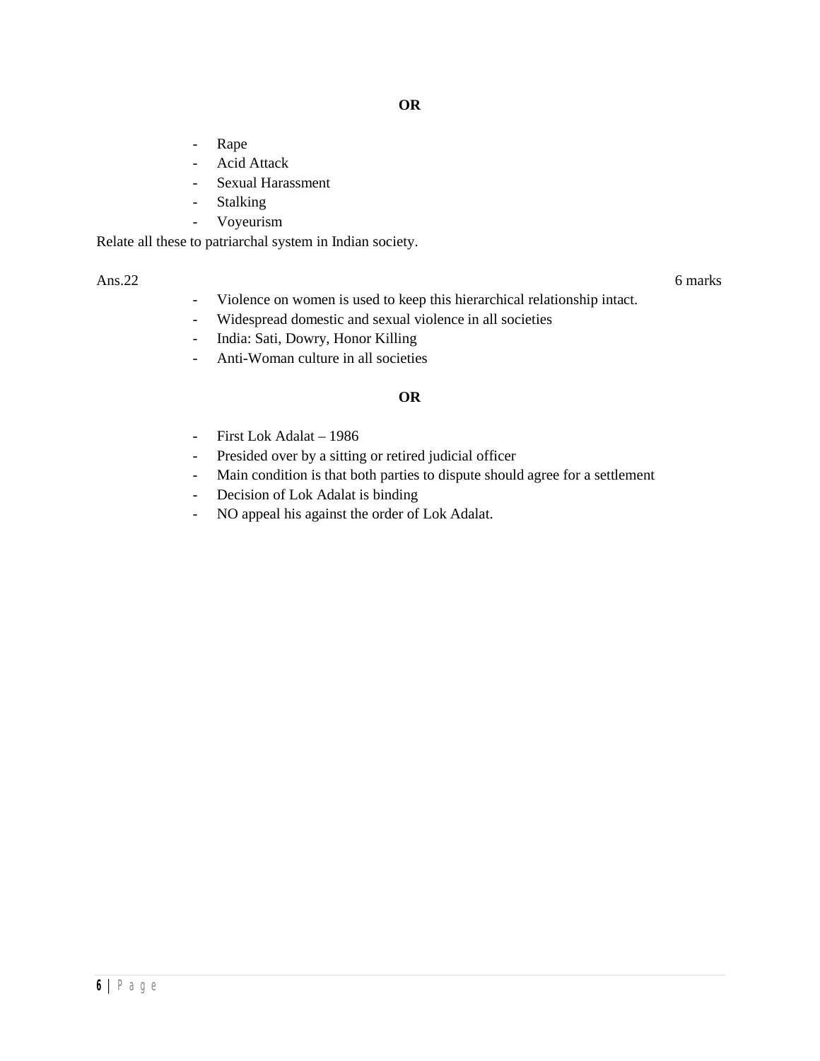**OR**

- Rape
- Acid Attack
- Sexual Harassment
- Stalking
- Voyeurism

Relate all these to patriarchal system in Indian society.

Ans.22 6 marks

- Violence on women is used to keep this hierarchical relationship intact.
- Widespread domestic and sexual violence in all societies
- India: Sati, Dowry, Honor Killing
- Anti-Woman culture in all societies

**OR**

- First Lok Adalat – 1986
- Presided over by a sitting or retired judicial officer
- Main condition is that both parties to dispute should agree for a settlement
- Decision of Lok Adalat is binding
- NO appeal his against the order of Lok Adalat.